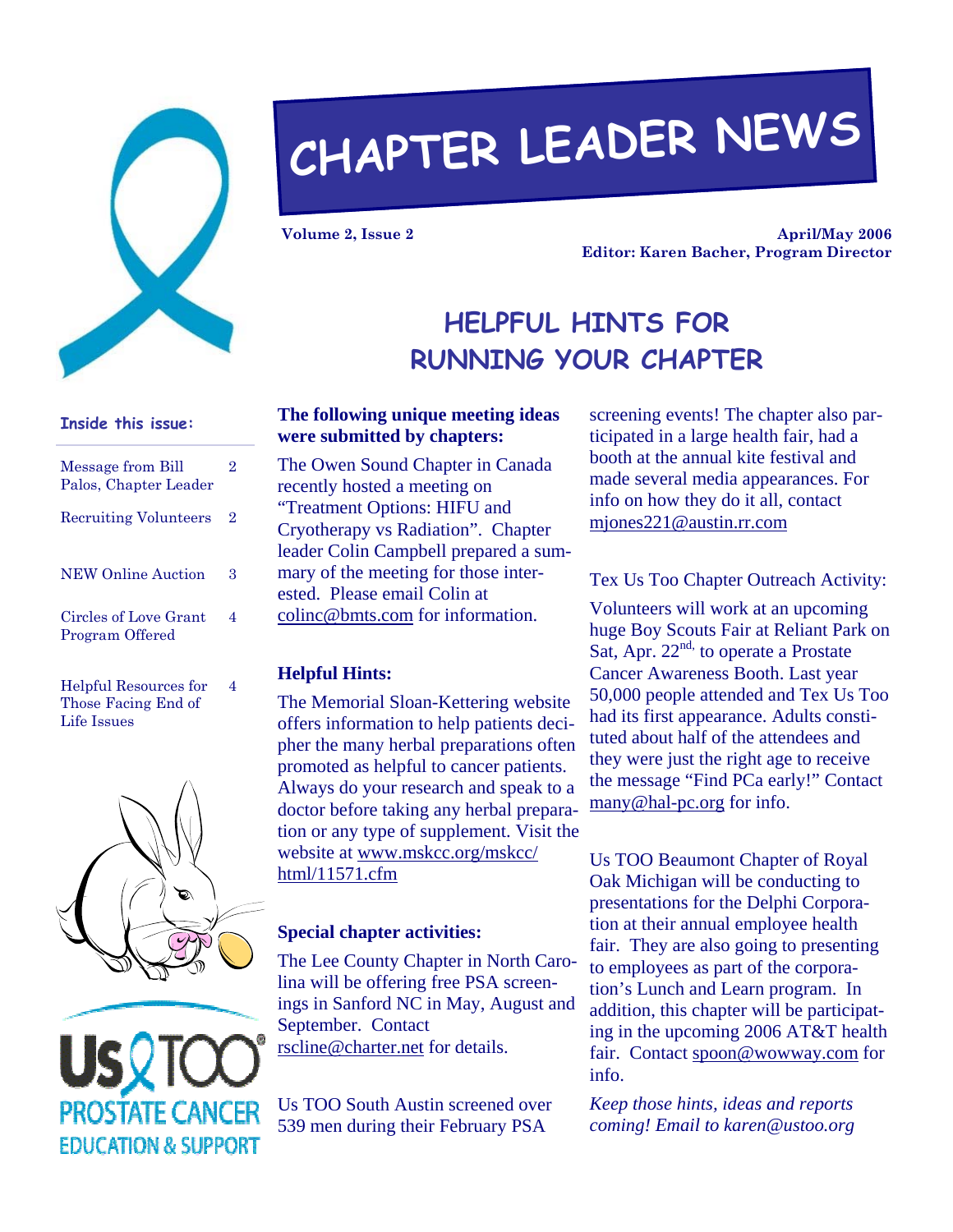# CHAPTER LEADER NEWS

**Volume 2, Issue 2** **April/May 2006**

**Editor: Karen Bacher, Program Director**

**Inside this issue:**

| | |
|---|---|
| Message from Bill Palos, Chapter Leader | 2 |
| Recruiting Volunteers | 2 |
| NEW Online Auction | 3 |
| Circles of Love Grant Program Offered | 4 |
| Helpful Resources for Those Facing End of Life Issues | 4 |

Us TOO PROSTATE CANCER EDUCATION & SUPPORT

## HELPFUL HINTS FOR RUNNING YOUR CHAPTER

**The following unique meeting ideas were submitted by chapters:**

The Owen Sound Chapter in Canada recently hosted a meeting on "Treatment Options: HIFU and Cryotherapy vs Radiation". Chapter leader Colin Campbell prepared a summary of the meeting for those interested. Please email Colin at colinc@bmts.com for information.

**Helpful Hints:**

The Memorial Sloan-Kettering website offers information to help patients decipher the many herbal preparations often promoted as helpful to cancer patients. Always do your research and speak to a doctor before taking any herbal preparation or any type of supplement. Visit the website at www.mskcc.org/mskcc/html/11571.cfm

**Special chapter activities:**

The Lee County Chapter in North Carolina will be offering free PSA screenings in Sanford NC in May, August and September. Contact rscline@charter.net for details.

Us TOO South Austin screened over 539 men during their February PSA screening events! The chapter also participated in a large health fair, had a booth at the annual kite festival and made several media appearances. For info on how they do it all, contact mjones221@austin.rr.com

Tex Us Too Chapter Outreach Activity:

Volunteers will work at an upcoming huge Boy Scouts Fair at Reliant Park on Sat, Apr. 22nd, to operate a Prostate Cancer Awareness Booth. Last year 50,000 people attended and Tex Us Too had its first appearance. Adults constituted about half of the attendees and they were just the right age to receive the message "Find PCa early!" Contact many@hal-pc.org for info.

Us TOO Beaumont Chapter of Royal Oak Michigan will be conducting to presentations for the Delphi Corporation at their annual employee health fair. They are also going to presenting to employees as part of the corporation's Lunch and Learn program. In addition, this chapter will be participating in the upcoming 2006 AT&T health fair. Contact spoon@wowway.com for info.

*Keep those hints, ideas and reports coming! Email to karen@ustoo.org*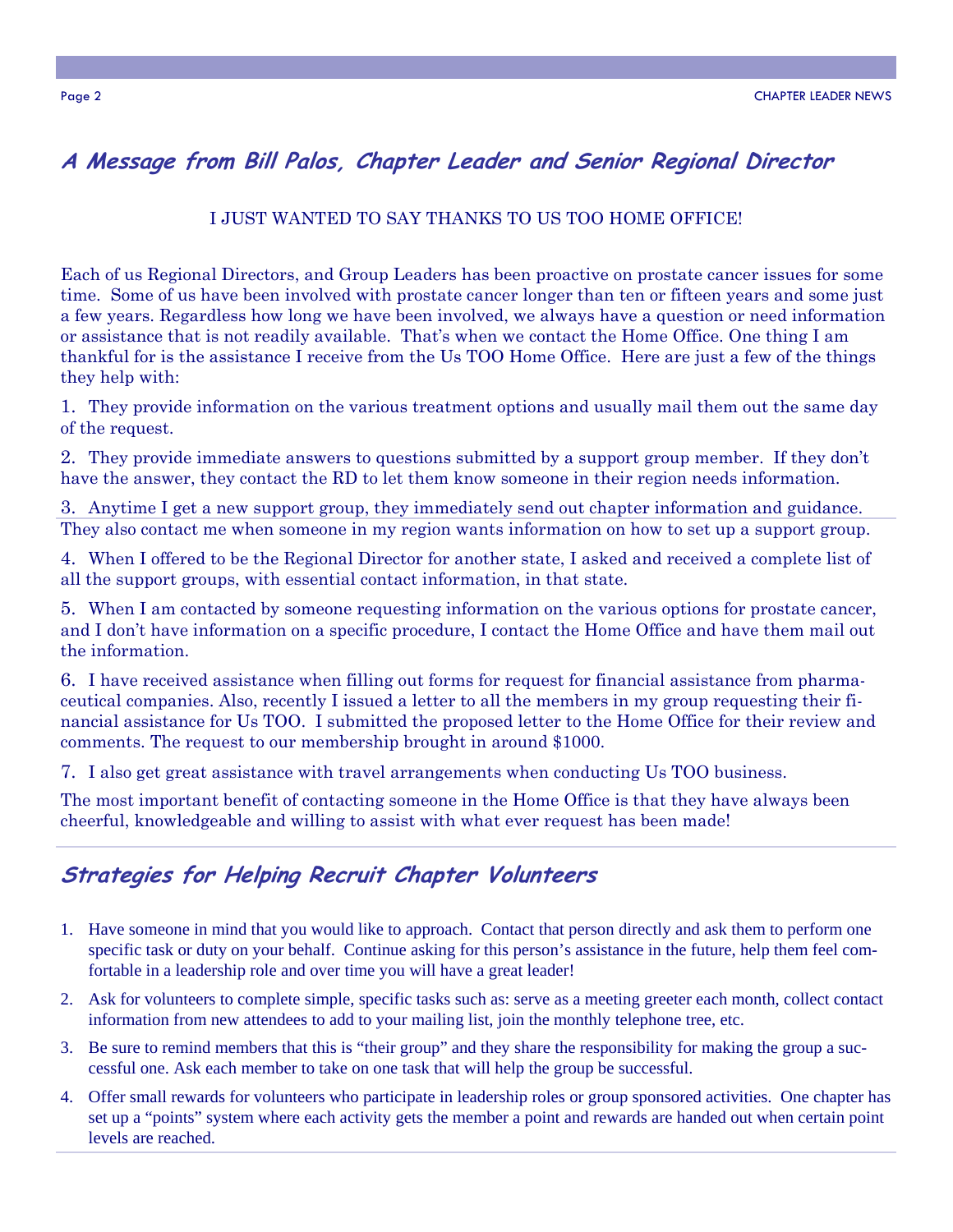## A Message from Bill Palos, Chapter Leader and Senior Regional Director

I JUST WANTED TO SAY THANKS TO US TOO HOME OFFICE!

Each of us Regional Directors, and Group Leaders has been proactive on prostate cancer issues for some time. Some of us have been involved with prostate cancer longer than ten or fifteen years and some just a few years. Regardless how long we have been involved, we always have a question or need information or assistance that is not readily available. That's when we contact the Home Office. One thing I am thankful for is the assistance I receive from the Us TOO Home Office. Here are just a few of the things they help with:

1. They provide information on the various treatment options and usually mail them out the same day of the request.

2. They provide immediate answers to questions submitted by a support group member. If they don't have the answer, they contact the RD to let them know someone in their region needs information.

3. Anytime I get a new support group, they immediately send out chapter information and guidance. They also contact me when someone in my region wants information on how to set up a support group.

4. When I offered to be the Regional Director for another state, I asked and received a complete list of all the support groups, with essential contact information, in that state.

5. When I am contacted by someone requesting information on the various options for prostate cancer, and I don't have information on a specific procedure, I contact the Home Office and have them mail out the information.

6. I have received assistance when filling out forms for request for financial assistance from pharmaceutical companies. Also, recently I issued a letter to all the members in my group requesting their financial assistance for Us TOO. I submitted the proposed letter to the Home Office for their review and comments. The request to our membership brought in around $1000.

7. I also get great assistance with travel arrangements when conducting Us TOO business.

The most important benefit of contacting someone in the Home Office is that they have always been cheerful, knowledgeable and willing to assist with what ever request has been made!

## Strategies for Helping Recruit Chapter Volunteers

1. Have someone in mind that you would like to approach. Contact that person directly and ask them to perform one specific task or duty on your behalf. Continue asking for this person's assistance in the future, help them feel comfortable in a leadership role and over time you will have a great leader!
2. Ask for volunteers to complete simple, specific tasks such as: serve as a meeting greeter each month, collect contact information from new attendees to add to your mailing list, join the monthly telephone tree, etc.
3. Be sure to remind members that this is "their group" and they share the responsibility for making the group a successful one. Ask each member to take on one task that will help the group be successful.
4. Offer small rewards for volunteers who participate in leadership roles or group sponsored activities. One chapter has set up a "points" system where each activity gets the member a point and rewards are handed out when certain point levels are reached.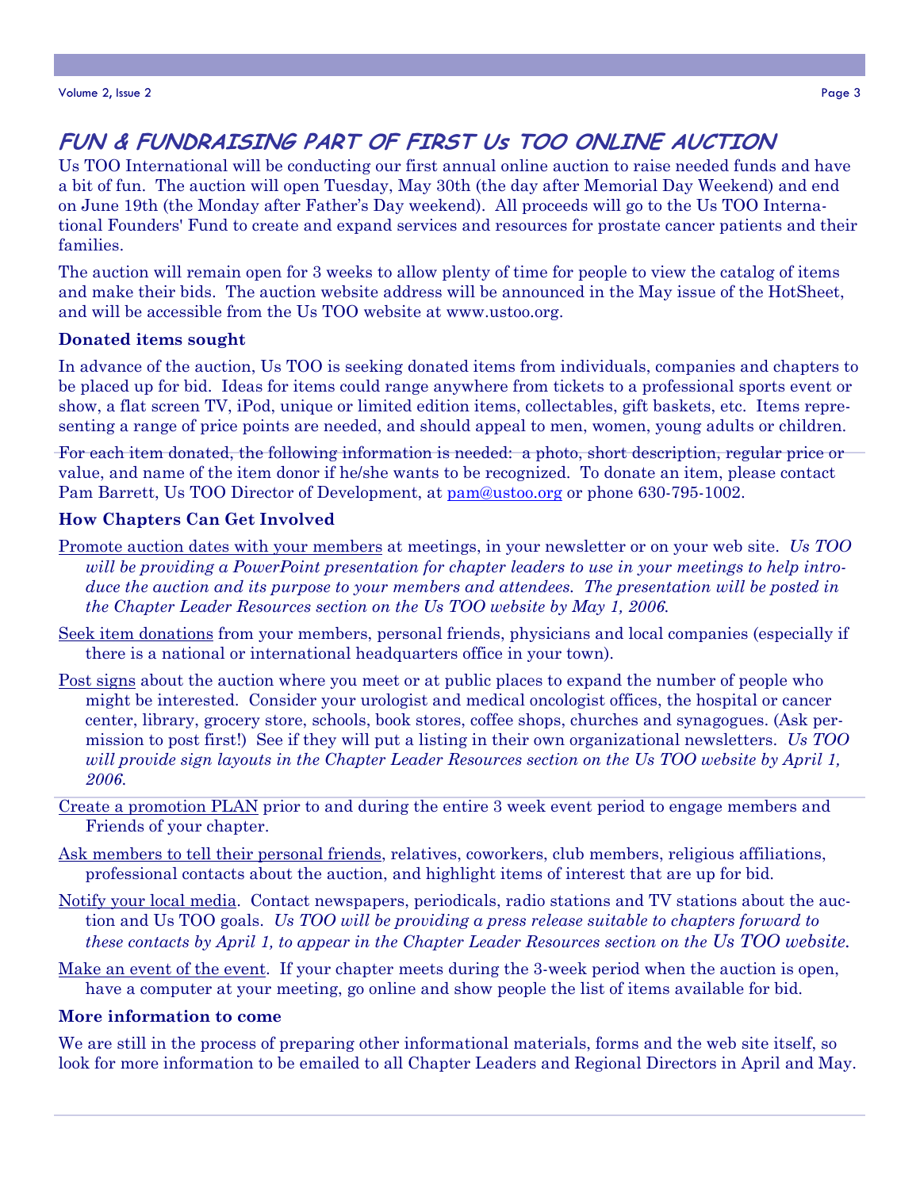# FUN & FUNDRAISING PART OF FIRST Us TOO ONLINE AUCTION

Us TOO International will be conducting our first annual online auction to raise needed funds and have a bit of fun. The auction will open Tuesday, May 30th (the day after Memorial Day Weekend) and end on June 19th (the Monday after Father's Day weekend). All proceeds will go to the Us TOO International Founders' Fund to create and expand services and resources for prostate cancer patients and their families.

The auction will remain open for 3 weeks to allow plenty of time for people to view the catalog of items and make their bids. The auction website address will be announced in the May issue of the HotSheet, and will be accessible from the Us TOO website at www.ustoo.org.

**Donated items sought**

In advance of the auction, Us TOO is seeking donated items from individuals, companies and chapters to be placed up for bid. Ideas for items could range anywhere from tickets to a professional sports event or show, a flat screen TV, iPod, unique or limited edition items, collectables, gift baskets, etc. Items representing a range of price points are needed, and should appeal to men, women, young adults or children.

For each item donated, the following information is needed: a photo, short description, regular price or value, and name of the item donor if he/she wants to be recognized. To donate an item, please contact Pam Barrett, Us TOO Director of Development, at pam@ustoo.org or phone 630-795-1002.

**How Chapters Can Get Involved**

Promote auction dates with your members at meetings, in your newsletter or on your web site. *Us TOO will be providing a PowerPoint presentation for chapter leaders to use in your meetings to help introduce the auction and its purpose to your members and attendees. The presentation will be posted in the Chapter Leader Resources section on the Us TOO website by May 1, 2006.*

Seek item donations from your members, personal friends, physicians and local companies (especially if there is a national or international headquarters office in your town).

Post signs about the auction where you meet or at public places to expand the number of people who might be interested. Consider your urologist and medical oncologist offices, the hospital or cancer center, library, grocery store, schools, book stores, coffee shops, churches and synagogues. (Ask permission to post first!) See if they will put a listing in their own organizational newsletters. *Us TOO will provide sign layouts in the Chapter Leader Resources section on the Us TOO website by April 1, 2006.*

Create a promotion PLAN prior to and during the entire 3 week event period to engage members and Friends of your chapter.

Ask members to tell their personal friends, relatives, coworkers, club members, religious affiliations, professional contacts about the auction, and highlight items of interest that are up for bid.

Notify your local media. Contact newspapers, periodicals, radio stations and TV stations about the auction and Us TOO goals. *Us TOO will be providing a press release suitable to chapters forward to these contacts by April 1, to appear in the Chapter Leader Resources section on the Us TOO website.*

Make an event of the event. If your chapter meets during the 3-week period when the auction is open, have a computer at your meeting, go online and show people the list of items available for bid.

**More information to come**

We are still in the process of preparing other informational materials, forms and the web site itself, so look for more information to be emailed to all Chapter Leaders and Regional Directors in April and May.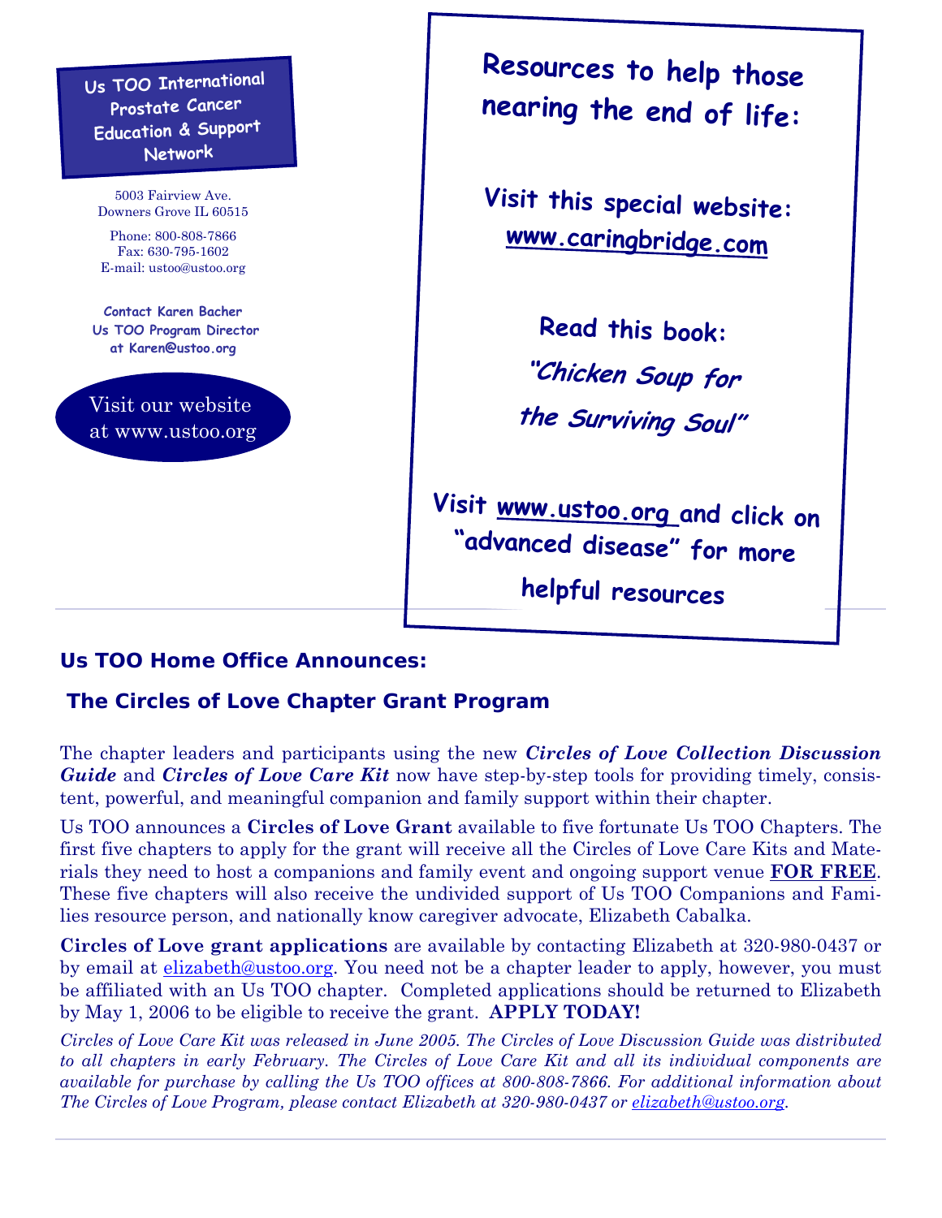**Us TOO International Prostate Cancer Education & Support Network**

5003 Fairview Ave.
Downers Grove IL 60515

Phone: 800-808-7866
Fax: 630-795-1602
E-mail: ustoo@ustoo.org

**Contact Karen Bacher**
**Us TOO Program Director**
**at Karen@ustoo.org**

Visit our website at www.ustoo.org

## Resources to help those nearing the end of life:

**Visit this special website:**
**www.caringbridge.com**

**Read this book:**
***"Chicken Soup for the Surviving Soul"***

**Visit www.ustoo.org and click on "advanced disease" for more helpful resources**

### Us TOO Home Office Announces:

### The Circles of Love Chapter Grant Program

The chapter leaders and participants using the new ***Circles of Love Collection Discussion Guide*** and ***Circles of Love Care Kit*** now have step-by-step tools for providing timely, consistent, powerful, and meaningful companion and family support within their chapter.

Us TOO announces a **Circles of Love Grant** available to five fortunate Us TOO Chapters. The first five chapters to apply for the grant will receive all the Circles of Love Care Kits and Materials they need to host a companions and family event and ongoing support venue **FOR FREE**. These five chapters will also receive the undivided support of Us TOO Companions and Families resource person, and nationally know caregiver advocate, Elizabeth Cabalka.

**Circles of Love grant applications** are available by contacting Elizabeth at 320-980-0437 or by email at elizabeth@ustoo.org. You need not be a chapter leader to apply, however, you must be affiliated with an Us TOO chapter. Completed applications should be returned to Elizabeth by May 1, 2006 to be eligible to receive the grant. **APPLY TODAY!**

*Circles of Love Care Kit was released in June 2005. The Circles of Love Discussion Guide was distributed to all chapters in early February. The Circles of Love Care Kit and all its individual components are available for purchase by calling the Us TOO offices at 800-808-7866. For additional information about The Circles of Love Program, please contact Elizabeth at 320-980-0437 or elizabeth@ustoo.org.*